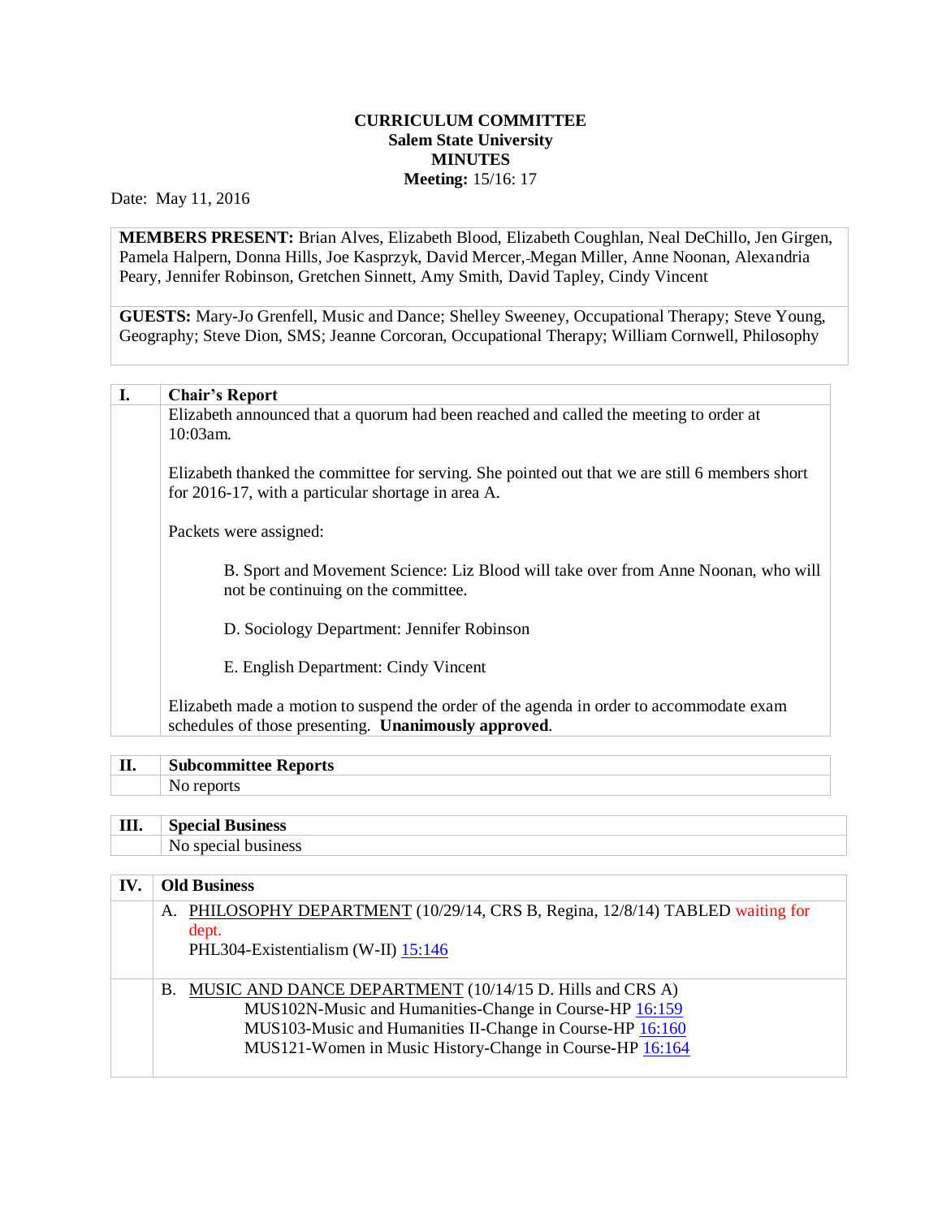# CURRICULUM COMMITTEE
## Salem State University
## MINUTES
**Meeting:** 15/16: 17

Date: May 11, 2016

**MEMBERS PRESENT:** Brian Alves, Elizabeth Blood, Elizabeth Coughlan, Neal DeChillo, Jen Girgen, Pamela Halpern, Donna Hills, Joe Kasprzyk, David Mercer, Megan Miller, Anne Noonan, Alexandria Peary, Jennifer Robinson, Gretchen Sinnett, Amy Smith, David Tapley, Cindy Vincent

**GUESTS:** Mary-Jo Grenfell, Music and Dance; Shelley Sweeney, Occupational Therapy; Steve Young, Geography; Steve Dion, SMS; Jeanne Corcoran, Occupational Therapy; William Cornwell, Philosophy

| **I.** | **Chair's Report** |
|---|---|
| | Elizabeth announced that a quorum had been reached and called the meeting to order at 10:03am.<br><br>Elizabeth thanked the committee for serving. She pointed out that we are still 6 members short for 2016-17, with a particular shortage in area A.<br><br>Packets were assigned:<br><br>B. Sport and Movement Science: Liz Blood will take over from Anne Noonan, who will not be continuing on the committee.<br><br>D. Sociology Department: Jennifer Robinson<br><br>E. English Department: Cindy Vincent<br><br>Elizabeth made a motion to suspend the order of the agenda in order to accommodate exam schedules of those presenting. **Unanimously approved**. |

| **II.** | **Subcommittee Reports** |
|---|---|
| | No reports |

| **III.** | **Special Business** |
|---|---|
| | No special business |

| **IV.** | **Old Business** |
|---|---|
| | A. PHILOSOPHY DEPARTMENT (10/29/14, CRS B, Regina, 12/8/14) TABLED waiting for dept.<br>PHL304-Existentialism (W-II) 15:146 |
| | B. MUSIC AND DANCE DEPARTMENT (10/14/15 D. Hills and CRS A)<br>MUS102N-Music and Humanities-Change in Course-HP 16:159<br>MUS103-Music and Humanities II-Change in Course-HP 16:160<br>MUS121-Women in Music History-Change in Course-HP 16:164 |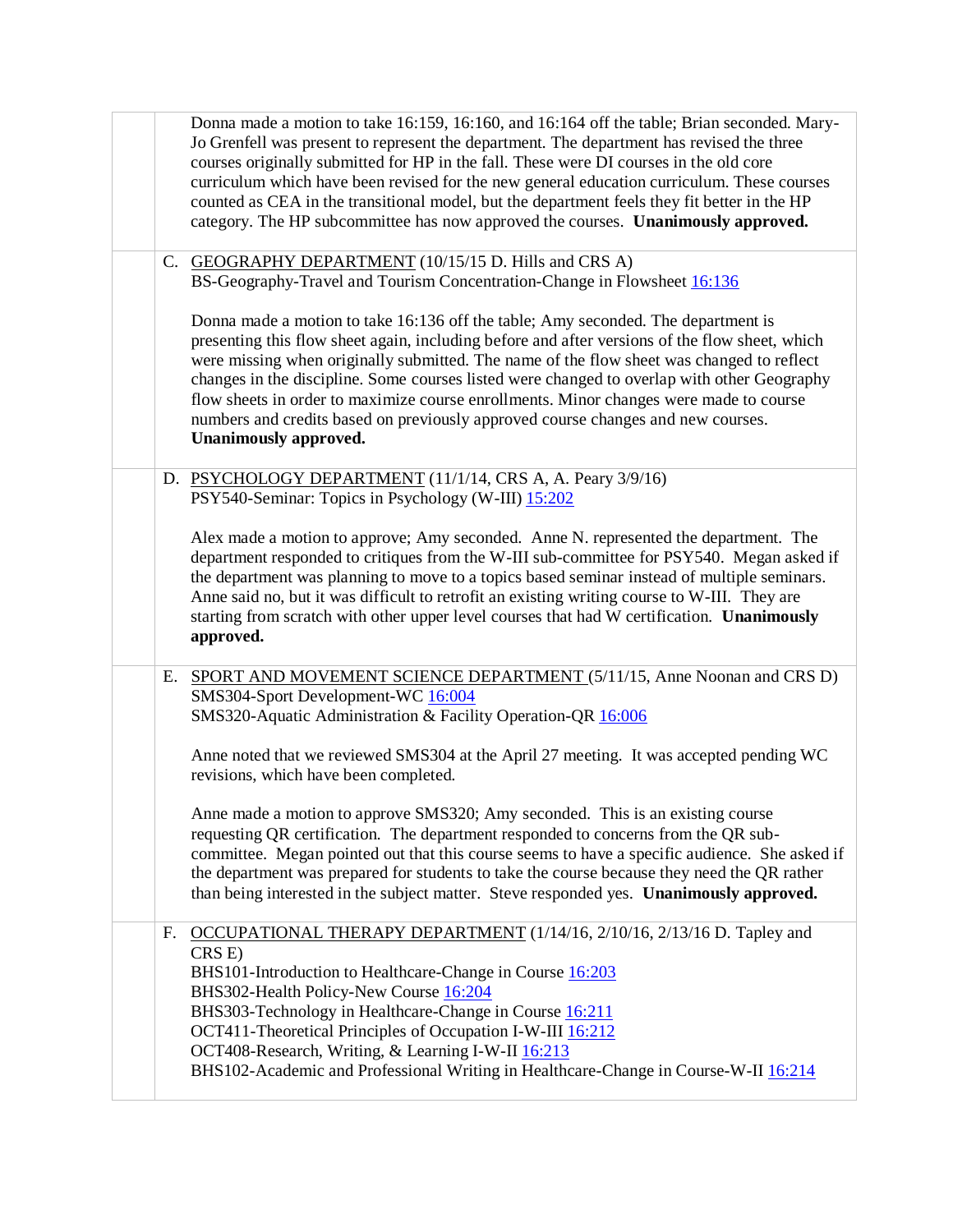Donna made a motion to take 16:159, 16:160, and 16:164 off the table; Brian seconded. Mary-Jo Grenfell was present to represent the department. The department has revised the three courses originally submitted for HP in the fall. These were DI courses in the old core curriculum which have been revised for the new general education curriculum. These courses counted as CEA in the transitional model, but the department feels they fit better in the HP category. The HP subcommittee has now approved the courses. **Unanimously approved.**

C. GEOGRAPHY DEPARTMENT (10/15/15 D. Hills and CRS A)
BS-Geography-Travel and Tourism Concentration-Change in Flowsheet 16:136

Donna made a motion to take 16:136 off the table; Amy seconded. The department is presenting this flow sheet again, including before and after versions of the flow sheet, which were missing when originally submitted. The name of the flow sheet was changed to reflect changes in the discipline. Some courses listed were changed to overlap with other Geography flow sheets in order to maximize course enrollments. Minor changes were made to course numbers and credits based on previously approved course changes and new courses. **Unanimously approved.**

D. PSYCHOLOGY DEPARTMENT (11/1/14, CRS A, A. Peary 3/9/16)
PSY540-Seminar: Topics in Psychology (W-III) 15:202

Alex made a motion to approve; Amy seconded. Anne N. represented the department. The department responded to critiques from the W-III sub-committee for PSY540. Megan asked if the department was planning to move to a topics based seminar instead of multiple seminars. Anne said no, but it was difficult to retrofit an existing writing course to W-III. They are starting from scratch with other upper level courses that had W certification. **Unanimously approved.**

E. SPORT AND MOVEMENT SCIENCE DEPARTMENT (5/11/15, Anne Noonan and CRS D)
SMS304-Sport Development-WC 16:004
SMS320-Aquatic Administration & Facility Operation-QR 16:006

Anne noted that we reviewed SMS304 at the April 27 meeting. It was accepted pending WC revisions, which have been completed.

Anne made a motion to approve SMS320; Amy seconded. This is an existing course requesting QR certification. The department responded to concerns from the QR sub-committee. Megan pointed out that this course seems to have a specific audience. She asked if the department was prepared for students to take the course because they need the QR rather than being interested in the subject matter. Steve responded yes. **Unanimously approved.**

F. OCCUPATIONAL THERAPY DEPARTMENT (1/14/16, 2/10/16, 2/13/16 D. Tapley and CRS E)
BHS101-Introduction to Healthcare-Change in Course 16:203
BHS302-Health Policy-New Course 16:204
BHS303-Technology in Healthcare-Change in Course 16:211
OCT411-Theoretical Principles of Occupation I-W-III 16:212
OCT408-Research, Writing, & Learning I-W-II 16:213
BHS102-Academic and Professional Writing in Healthcare-Change in Course-W-II 16:214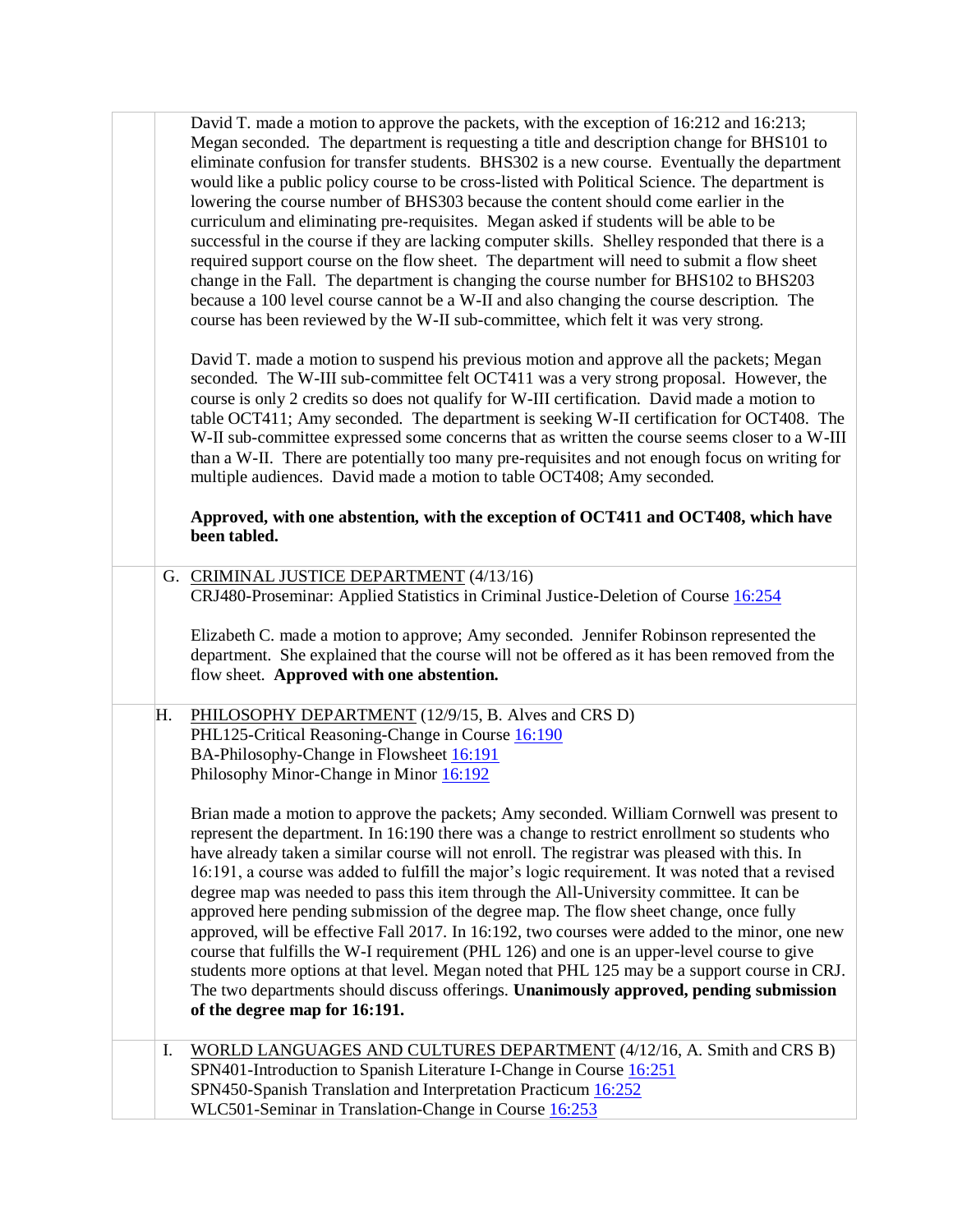David T. made a motion to approve the packets, with the exception of 16:212 and 16:213; Megan seconded. The department is requesting a title and description change for BHS101 to eliminate confusion for transfer students. BHS302 is a new course. Eventually the department would like a public policy course to be cross-listed with Political Science. The department is lowering the course number of BHS303 because the content should come earlier in the curriculum and eliminating pre-requisites. Megan asked if students will be able to be successful in the course if they are lacking computer skills. Shelley responded that there is a required support course on the flow sheet. The department will need to submit a flow sheet change in the Fall. The department is changing the course number for BHS102 to BHS203 because a 100 level course cannot be a W-II and also changing the course description. The course has been reviewed by the W-II sub-committee, which felt it was very strong.

David T. made a motion to suspend his previous motion and approve all the packets; Megan seconded. The W-III sub-committee felt OCT411 was a very strong proposal. However, the course is only 2 credits so does not qualify for W-III certification. David made a motion to table OCT411; Amy seconded. The department is seeking W-II certification for OCT408. The W-II sub-committee expressed some concerns that as written the course seems closer to a W-III than a W-II. There are potentially too many pre-requisites and not enough focus on writing for multiple audiences. David made a motion to table OCT408; Amy seconded.

**Approved, with one abstention, with the exception of OCT411 and OCT408, which have been tabled.**

G. CRIMINAL JUSTICE DEPARTMENT (4/13/16)
CRJ480-Proseminar: Applied Statistics in Criminal Justice-Deletion of Course 16:254

Elizabeth C. made a motion to approve; Amy seconded. Jennifer Robinson represented the department. She explained that the course will not be offered as it has been removed from the flow sheet. **Approved with one abstention.**

H. PHILOSOPHY DEPARTMENT (12/9/15, B. Alves and CRS D)
PHL125-Critical Reasoning-Change in Course 16:190
BA-Philosophy-Change in Flowsheet 16:191
Philosophy Minor-Change in Minor 16:192

Brian made a motion to approve the packets; Amy seconded. William Cornwell was present to represent the department. In 16:190 there was a change to restrict enrollment so students who have already taken a similar course will not enroll. The registrar was pleased with this. In 16:191, a course was added to fulfill the major's logic requirement. It was noted that a revised degree map was needed to pass this item through the All-University committee. It can be approved here pending submission of the degree map. The flow sheet change, once fully approved, will be effective Fall 2017. In 16:192, two courses were added to the minor, one new course that fulfills the W-I requirement (PHL 126) and one is an upper-level course to give students more options at that level. Megan noted that PHL 125 may be a support course in CRJ. The two departments should discuss offerings. **Unanimously approved, pending submission of the degree map for 16:191.**

I. WORLD LANGUAGES AND CULTURES DEPARTMENT (4/12/16, A. Smith and CRS B)
SPN401-Introduction to Spanish Literature I-Change in Course 16:251
SPN450-Spanish Translation and Interpretation Practicum 16:252
WLC501-Seminar in Translation-Change in Course 16:253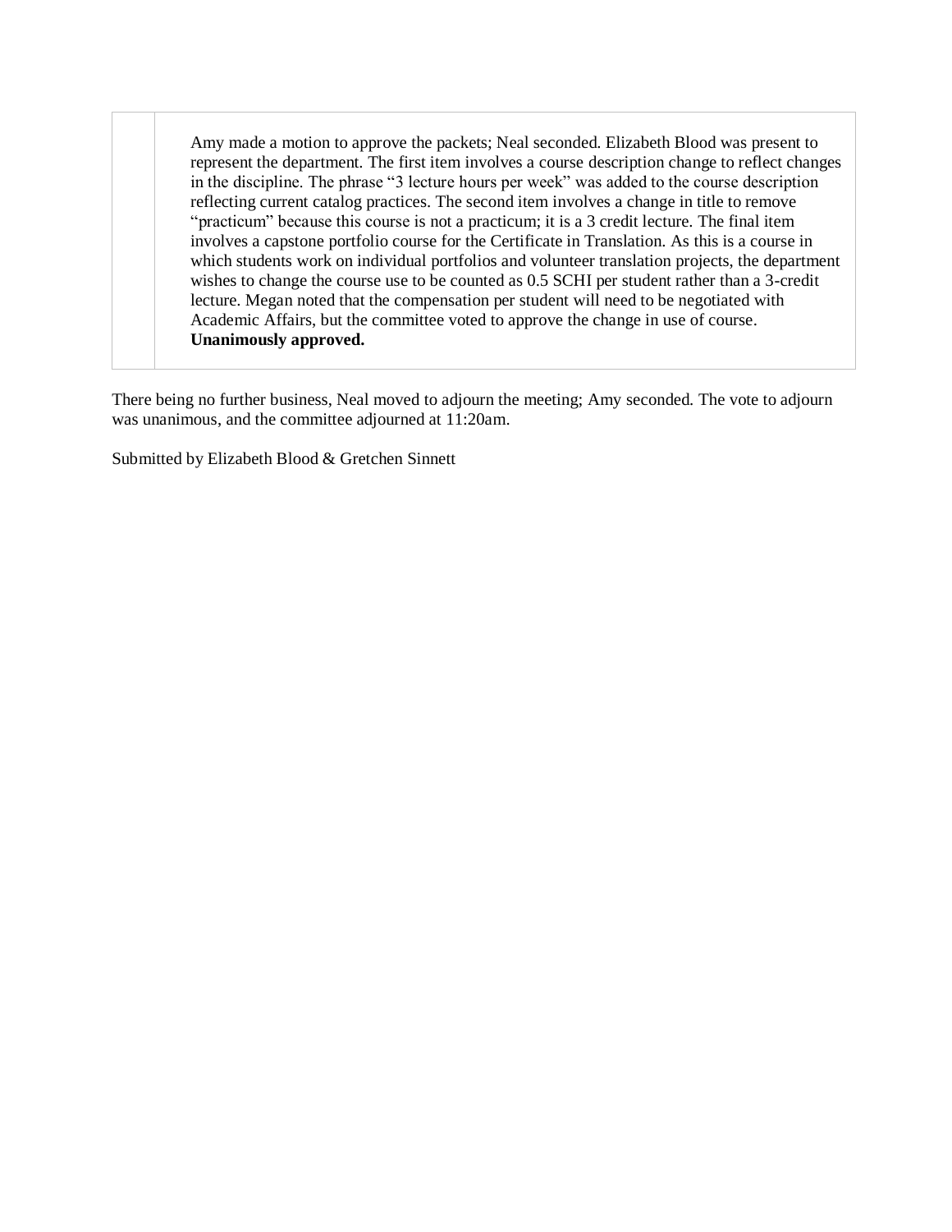| | |
|---|---|
| | Amy made a motion to approve the packets; Neal seconded. Elizabeth Blood was present to represent the department. The first item involves a course description change to reflect changes in the discipline. The phrase "3 lecture hours per week" was added to the course description reflecting current catalog practices. The second item involves a change in title to remove "practicum" because this course is not a practicum; it is a 3 credit lecture. The final item involves a capstone portfolio course for the Certificate in Translation. As this is a course in which students work on individual portfolios and volunteer translation projects, the department wishes to change the course use to be counted as 0.5 SCHI per student rather than a 3-credit lecture. Megan noted that the compensation per student will need to be negotiated with Academic Affairs, but the committee voted to approve the change in use of course. **Unanimously approved.** |

There being no further business, Neal moved to adjourn the meeting; Amy seconded. The vote to adjourn was unanimous, and the committee adjourned at 11:20am.

Submitted by Elizabeth Blood & Gretchen Sinnett